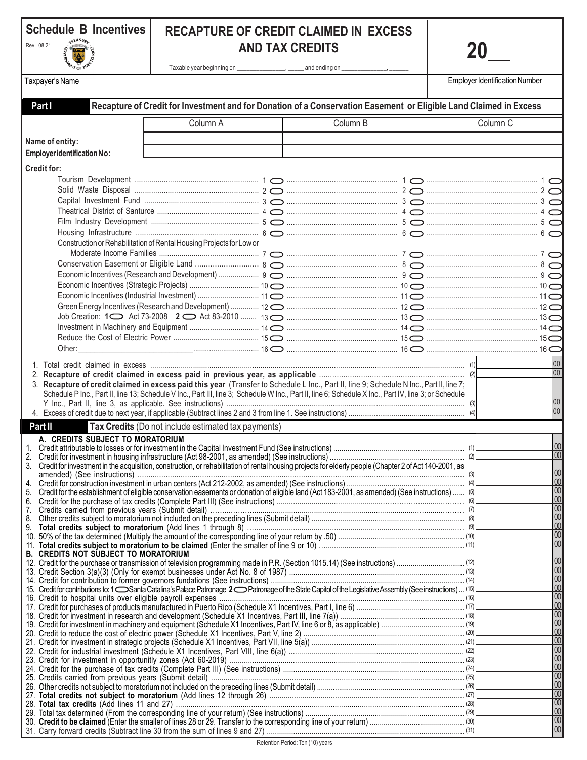**Schedule B Incentives**
Rev. 08.21

# RECAPTURE OF CREDIT CLAIMED IN EXCESS AND TAX CREDITS

Taxable year beginning on _______________, _____ and ending on _____________, ______

**20__**

Taxpayer's Name | Employer Identification Number

## Part I — Recapture of Credit for Investment and for Donation of a Conservation Easement or Eligible Land Claimed in Excess

| | Column A | Column B | Column C |
|---|---|---|---|
| **Name of entity:** | | | |
| **Employer identification No:** | | | |
| **Credit for:** | | | |
| Tourism Development | 1 | 1 | 1 |
| Solid Waste Disposal | 2 | 2 | 2 |
| Capital Investment Fund | 3 | 3 | 3 |
| Theatrical District of Santurce | 4 | 4 | 4 |
| Film Industry Development | 5 | 5 | 5 |
| Housing Infrastructure | 6 | 6 | 6 |
| Construction or Rehabilitation of Rental Housing Projects for Low or Moderate Income Families | 7 | 7 | 7 |
| Conservation Easement or Eligible Land | 8 | 8 | 8 |
| Economic Incentives (Research and Development) | 9 | 9 | 9 |
| Economic Incentives (Strategic Projects) | 10 | 10 | 10 |
| Economic Incentives (Industrial Investment) | 11 | 11 | 11 |
| Green Energy Incentives (Research and Development) | 12 | 12 | 12 |
| Job Creation: 1 Act 73-2008 2 Act 83-2010 | 13 | 13 | 13 |
| Investment in Machinery and Equipment | 14 | 14 | 14 |
| Reduce the Cost of Electric Power | 15 | 15 | 15 |
| Other: ____________ | 16 | 16 | 16 |

1. Total credit claimed in excess ........ (1) ______ 00
2. **Recapture of credit claimed in excess paid in previous year, as applicable** ........ (2) ______ 00
3. **Recapture of credit claimed in excess paid this year** (Transfer to Schedule L Inc., Part II, line 9; Schedule N Inc., Part II, line 7; Schedule P Inc., Part II, line 13; Schedule V Inc., Part III, line 3; Schedule W Inc., Part II, line 6; Schedule X Inc., Part IV, line 3; or Schedule Y Inc., Part II, line 3, as applicable. See instructions) ........ (3) ______ 00
4. Excess of credit due to next year, if applicable (Subtract lines 2 and 3 from line 1. See instructions) ........ (4) ______ 00

## Part II — Tax Credits (Do not include estimated tax payments)

**A. CREDITS SUBJECT TO MORATORIUM**

1. Credit attributable to losses or for investment in the Capital Investment Fund (See instructions) ........ (1) ______ 00
2. Credit for investment in housing infrastructure (Act 98-2001, as amended) (See instructions) ........ (2) ______ 00
3. Credit for investment in the acquisition, construction, or rehabilitation of rental housing projects for elderly people (Chapter 2 of Act 140-2001, as amended) (See instructions) ........ (3) ______ 00
4. Credit for construction investment in urban centers (Act 212-2002, as amended) (See instructions) ........ (4) ______ 00
5. Credit for the establishment of eligible conservation easements or donation of eligible land (Act 183-2001, as amended) (See instructions) ........ (5) ______ 00
6. Credit for the purchase of tax credits (Complete Part III) (See instructions) ........ (6) ______ 00
7. Credits carried from previous years (Submit detail) ........ (7) ______ 00
8. Other credits subject to moratorium not included on the preceding lines (Submit detail) ........ (8) ______ 00
9. **Total credits subject to moratorium** (Add lines 1 through 8) ........ (9) ______ 00
10. 50% of the tax determined (Multiply the amount of the corresponding line of your return by .50) ........ (10) ______ 00
11. **Total credits subject to moratorium to be claimed** (Enter the smaller of line 9 or 10) ........ (11) ______ 00

**B. CREDITS NOT SUBJECT TO MORATORIUM**

12. Credit for the purchase or transmission of television programming made in P.R. (Section 1015.14) (See instructions) ........ (12) ______ 00
13. Credit Section 3(a)(3) (Only for exempt businesses under Act No. 8 of 1987) ........ (13) ______ 00
14. Credit for contribution to former governors fundations (See instructions) ........ (14) ______ 00
15. Credit for contributions to: 1 Santa Catalina's Palace Patronage 2 Patronage of the State Capitol of the Legislative Assembly (See instructions) ........ (15) ______ 00
16. Credit to hospital units over eligible payroll expenses ........ (16) ______ 00
17. Credit for purchases of products manufactured in Puerto Rico (Schedule X1 Incentives, Part I, line 6) ........ (17) ______ 00
18. Credit for investment in research and development (Schedule X1 Incentives, Part III, line 7(a)) ........ (18) ______ 00
19. Credit for investment in machinery and equipment (Schedule X1 Incentives, Part IV, line 6 or 8, as applicable) ........ (19) ______ 00
20. Credit to reduce the cost of electric power (Schedule X1 Incentives, Part V, line 2) ........ (20) ______ 00
21. Credit for investment in strategic projects (Schedule X1 Incentives, Part VII, line 5(a)) ........ (21) ______ 00
22. Credit for industrial investment (Schedule X1 Incentives, Part VIII, line 6(a)) ........ (22) ______ 00
23. Credit for investment in opportunitly zones (Act 60-2019) ........ (23) ______ 00
24. Credit for the purchase of tax credits (Complete Part III) (See instructions) ........ (24) ______ 00
25. Credits carried from previous years (Submit detail) ........ (25) ______ 00
26. Other credits not subject to moratorium not included on the preceding lines (Submit detail) ........ (26) ______ 00
27. **Total credits not subject to moratorium** (Add lines 12 through 26) ........ (27) ______ 00
28. **Total tax credits** (Add lines 11 and 27) ........ (28) ______ 00
29. Total tax determined (From the corresponding line of your return) (See instructions) ........ (29) ______ 00
30. **Credit to be claimed** (Enter the smaller of lines 28 or 29. Transfer to the corresponding line of your return) ........ (30) ______ 00
31. Carry forward credits (Subtract line 30 from the sum of lines 9 and 27) ........ (31) ______ 00

Retention Period: Ten (10) years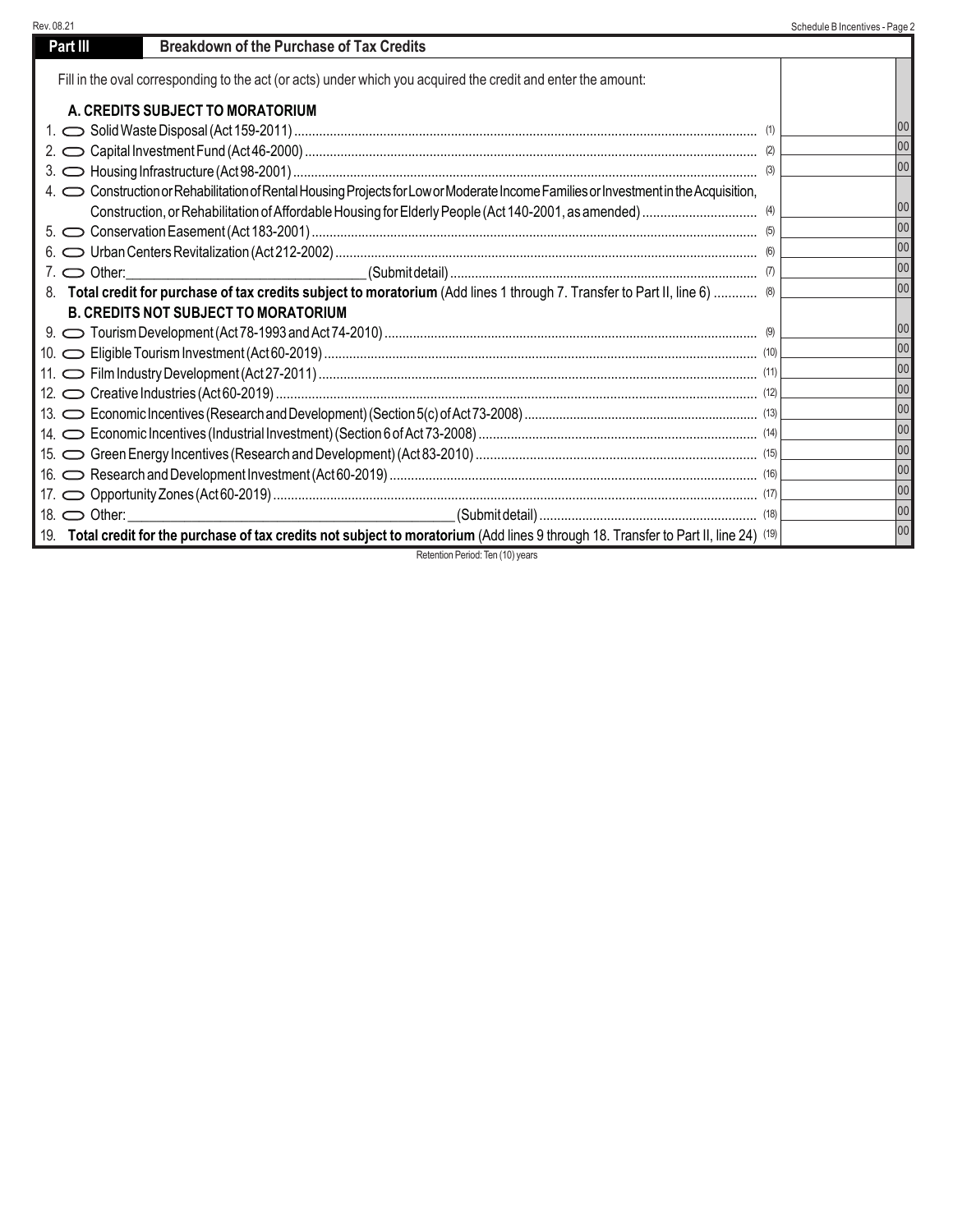## Part III Breakdown of the Purchase of Tax Credits

Fill in the oval corresponding to the act (or acts) under which you acquired the credit and enter the amount:

| | | | |
|---|---|---|---|
| **A. CREDITS SUBJECT TO MORATORIUM** | | | |
| 1. ⬭ Solid Waste Disposal (Act 159-2011) | (1) | | 00 |
| 2. ⬭ Capital Investment Fund (Act 46-2000) | (2) | | 00 |
| 3. ⬭ Housing Infrastructure (Act 98-2001) | (3) | | 00 |
| 4. ⬭ Construction or Rehabilitation of Rental Housing Projects for Low or Moderate Income Families or Investment in the Acquisition, Construction, or Rehabilitation of Affordable Housing for Elderly People (Act 140-2001, as amended) | (4) | | 00 |
| 5. ⬭ Conservation Easement (Act 183-2001) | (5) | | 00 |
| 6. ⬭ Urban Centers Revitalization (Act 212-2002) | (6) | | 00 |
| 7. ⬭ Other:________________ (Submit detail) | (7) | | 00 |
| 8. **Total credit for purchase of tax credits subject to moratorium** (Add lines 1 through 7. Transfer to Part II, line 6) | (8) | | 00 |
| **B. CREDITS NOT SUBJECT TO MORATORIUM** | | | |
| 9. ⬭ Tourism Development (Act 78-1993 and Act 74-2010) | (9) | | 00 |
| 10. ⬭ Eligible Tourism Investment (Act 60-2019) | (10) | | 00 |
| 11. ⬭ Film Industry Development (Act 27-2011) | (11) | | 00 |
| 12. ⬭ Creative Industries (Act 60-2019) | (12) | | 00 |
| 13. ⬭ Economic Incentives (Research and Development) (Section 5(c) of Act 73-2008) | (13) | | 00 |
| 14. ⬭ Economic Incentives (Industrial Investment) (Section 6 of Act 73-2008) | (14) | | 00 |
| 15. ⬭ Green Energy Incentives (Research and Development) (Act 83-2010) | (15) | | 00 |
| 16. ⬭ Research and Development Investment (Act 60-2019) | (16) | | 00 |
| 17. ⬭ Opportunity Zones (Act 60-2019) | (17) | | 00 |
| 18. ⬭ Other:________________ (Submit detail) | (18) | | 00 |
| 19. **Total credit for the purchase of tax credits not subject to moratorium** (Add lines 9 through 18. Transfer to Part II, line 24) | (19) | | 00 |

Retention Period: Ten (10) years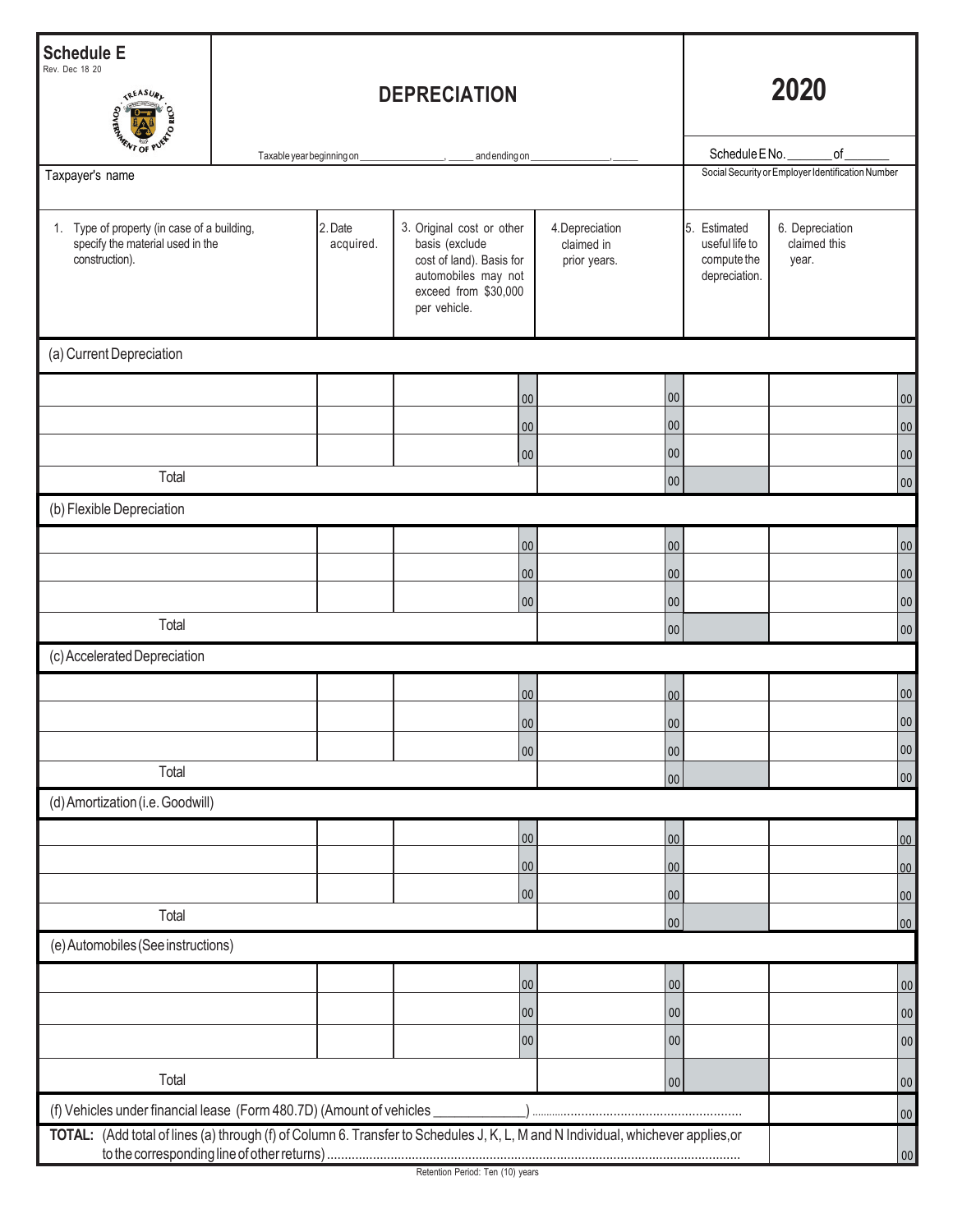# Schedule E

Rev. Dec 18 20

## DEPRECIATION

# 2020

Taxable year beginning on _______________, _____ and ending on _______________, _____

Schedule E No. _______ of _______

Taxpayer's name

Social Security or Employer Identification Number

| 1. Type of property (in case of a building, specify the material used in the construction). | 2. Date acquired. | 3. Original cost or other basis (exclude cost of land). Basis for automobiles may not exceed from $30,000 per vehicle. | 4. Depreciation claimed in prior years. | 5. Estimated useful life to compute the depreciation. | 6. Depreciation claimed this year. |
|---|---|---|---|---|---|
| **(a) Current Depreciation** | | | | | |
| | | 00 | 00 | | 00 |
| | | 00 | 00 | | 00 |
| | | 00 | 00 | | 00 |
| Total | | | 00 | | 00 |
| **(b) Flexible Depreciation** | | | | | |
| | | 00 | 00 | | 00 |
| | | 00 | 00 | | 00 |
| | | 00 | 00 | | 00 |
| Total | | | 00 | | 00 |
| **(c) Accelerated Depreciation** | | | | | |
| | | 00 | 00 | | 00 |
| | | 00 | 00 | | 00 |
| | | 00 | 00 | | 00 |
| Total | | | 00 | | 00 |
| **(d) Amortization (i.e. Goodwill)** | | | | | |
| | | 00 | 00 | | 00 |
| | | 00 | 00 | | 00 |
| | | 00 | 00 | | 00 |
| Total | | | 00 | | 00 |
| **(e) Automobiles (See instructions)** | | | | | |
| | | 00 | 00 | | 00 |
| | | 00 | 00 | | 00 |
| | | 00 | 00 | | 00 |
| Total | | | 00 | | 00 |
| (f) Vehicles under financial lease (Form 480.7D) (Amount of vehicles _____________) | | | | | 00 |
| **TOTAL:** (Add total of lines (a) through (f) of Column 6. Transfer to Schedules J, K, L, M and N Individual, whichever applies, or to the corresponding line of other returns) | | | | | 00 |

Retention Period: Ten (10) years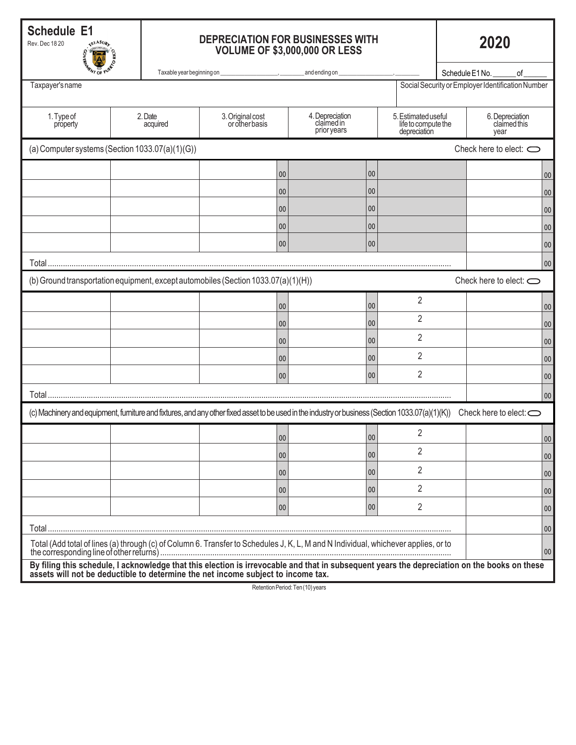# Schedule E1

Rev. Dec 18 20

## DEPRECIATION FOR BUSINESSES WITH VOLUME OF $3,000,000 OR LESS

# 2020

Taxable year beginning on _______________, _______ and ending on _______________, _______

Schedule E1 No. ______ of ______

Taxpayer's name

Social Security or Employer Identification Number

| 1. Type of property | 2. Date acquired | 3. Original cost or other basis | 4. Depreciation claimed in prior years | 5. Estimated useful life to compute the depreciation | 6. Depreciation claimed this year |
|---|---|---|---|---|---|
| **(a) Computer systems (Section 1033.07(a)(1)(G))** | | | | Check here to elect: ◯ | |
| | | 00 | 00 | | 00 |
| | | 00 | 00 | | 00 |
| | | 00 | 00 | | 00 |
| | | 00 | 00 | | 00 |
| | | 00 | 00 | | 00 |
| Total | | | | | 00 |
| **(b) Ground transportation equipment, except automobiles (Section 1033.07(a)(1)(H))** | | | | Check here to elect: ◯ | |
| | | 00 | 00 | 2 | 00 |
| | | 00 | 00 | 2 | 00 |
| | | 00 | 00 | 2 | 00 |
| | | 00 | 00 | 2 | 00 |
| | | 00 | 00 | 2 | 00 |
| Total | | | | | 00 |
| **(c) Machinery and equipment, furniture and fixtures, and any other fixed asset to be used in the industry or business (Section 1033.07(a)(1)(K))** | | | | Check here to elect: ◯ | |
| | | 00 | 00 | 2 | 00 |
| | | 00 | 00 | 2 | 00 |
| | | 00 | 00 | 2 | 00 |
| | | 00 | 00 | 2 | 00 |
| | | 00 | 00 | 2 | 00 |
| Total | | | | | 00 |
| Total (Add total of lines (a) through (c) of Column 6. Transfer to Schedules J, K, L, M and N Individual, whichever applies, or to the corresponding line of other returns) | | | | | 00 |

**By filing this schedule, I acknowledge that this election is irrevocable and that in subsequent years the depreciation on the books on these assets will not be deductible to determine the net income subject to income tax.**

Retention Period: Ten (10) years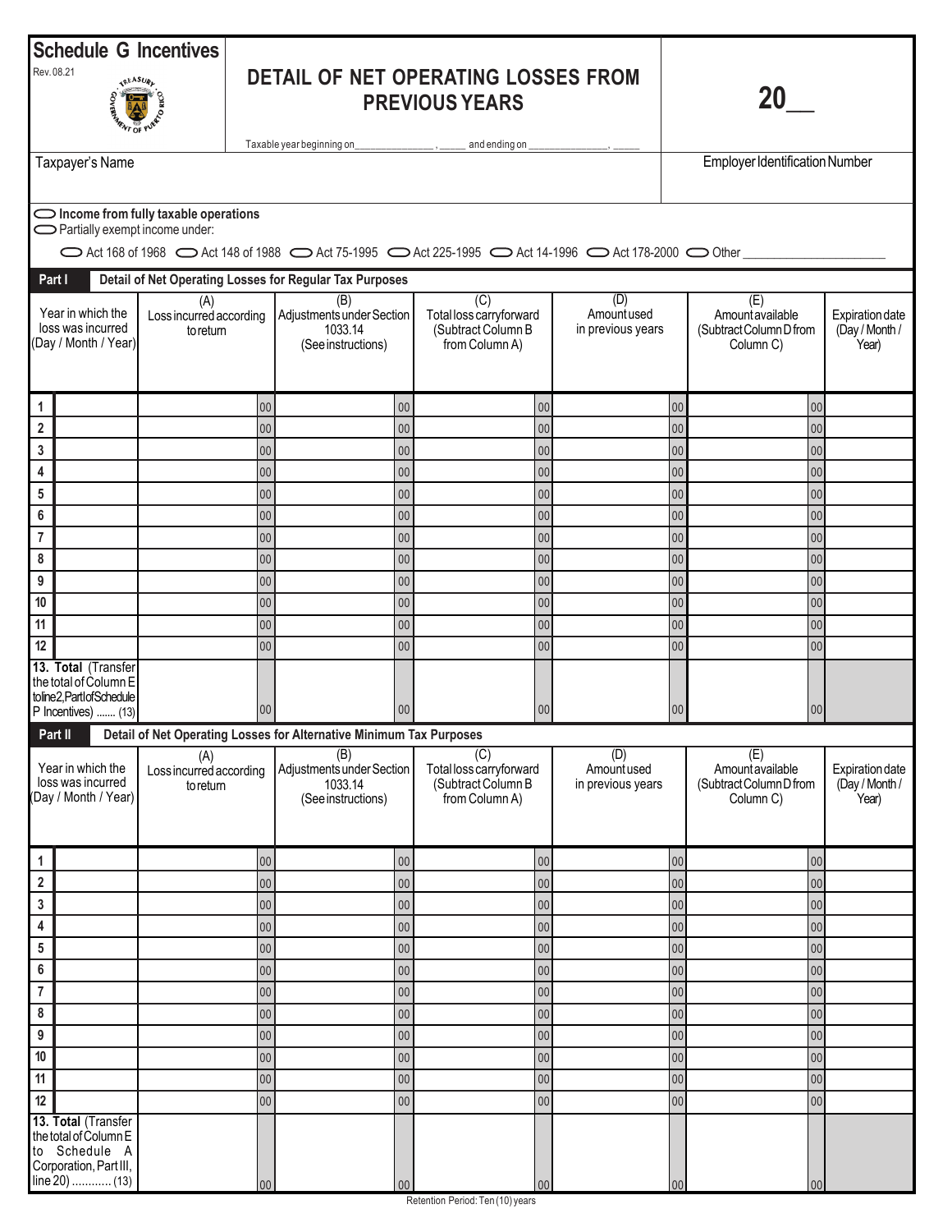# Schedule G Incentives

Rev. 08.21

## DETAIL OF NET OPERATING LOSSES FROM PREVIOUS YEARS

Taxable year beginning on_______________ , _____ and ending on _______________, _____

**20__**

Taxpayer's Name

Employer Identification Number

⬭ **Income from fully taxable operations**
⬭ Partially exempt income under:

⬭ Act 168 of 1968 ⬭ Act 148 of 1988 ⬭ Act 75-1995 ⬭ Act 225-1995 ⬭ Act 14-1996 ⬭ Act 178-2000 ⬭ Other ____________________

**Part I** **Detail of Net Operating Losses for Regular Tax Purposes**

| | Year in which the loss was incurred (Day / Month / Year) | (A) Loss incurred according to return | (B) Adjustments under Section 1033.14 (See instructions) | (C) Total loss carryforward (Subtract Column B from Column A) | (D) Amount used in previous years | (E) Amount available (Subtract Column D from Column C) | Expiration date (Day / Month / Year) |
|---|---|---|---|---|---|---|---|
| 1 | | 00 | 00 | 00 | 00 | 00 | |
| 2 | | 00 | 00 | 00 | 00 | 00 | |
| 3 | | 00 | 00 | 00 | 00 | 00 | |
| 4 | | 00 | 00 | 00 | 00 | 00 | |
| 5 | | 00 | 00 | 00 | 00 | 00 | |
| 6 | | 00 | 00 | 00 | 00 | 00 | |
| 7 | | 00 | 00 | 00 | 00 | 00 | |
| 8 | | 00 | 00 | 00 | 00 | 00 | |
| 9 | | 00 | 00 | 00 | 00 | 00 | |
| 10 | | 00 | 00 | 00 | 00 | 00 | |
| 11 | | 00 | 00 | 00 | 00 | 00 | |
| 12 | | 00 | 00 | 00 | 00 | 00 | |
| **13. Total** (Transfer the total of Column E to line 2, Part I of Schedule P Incentives) ....... (13) | | 00 | 00 | 00 | 00 | 00 | |

**Part II** **Detail of Net Operating Losses for Alternative Minimum Tax Purposes**

| | Year in which the loss was incurred (Day / Month / Year) | (A) Loss incurred according to return | (B) Adjustments under Section 1033.14 (See instructions) | (C) Total loss carryforward (Subtract Column B from Column A) | (D) Amount used in previous years | (E) Amount available (Subtract Column D from Column C) | Expiration date (Day / Month / Year) |
|---|---|---|---|---|---|---|---|
| 1 | | 00 | 00 | 00 | 00 | 00 | |
| 2 | | 00 | 00 | 00 | 00 | 00 | |
| 3 | | 00 | 00 | 00 | 00 | 00 | |
| 4 | | 00 | 00 | 00 | 00 | 00 | |
| 5 | | 00 | 00 | 00 | 00 | 00 | |
| 6 | | 00 | 00 | 00 | 00 | 00 | |
| 7 | | 00 | 00 | 00 | 00 | 00 | |
| 8 | | 00 | 00 | 00 | 00 | 00 | |
| 9 | | 00 | 00 | 00 | 00 | 00 | |
| 10 | | 00 | 00 | 00 | 00 | 00 | |
| 11 | | 00 | 00 | 00 | 00 | 00 | |
| 12 | | 00 | 00 | 00 | 00 | 00 | |
| **13. Total** (Transfer the total of Column E to Schedule A Corporation, Part III, line 20) ............ (13) | | 00 | 00 | 00 | 00 | 00 | |

Retention Period: Ten (10) years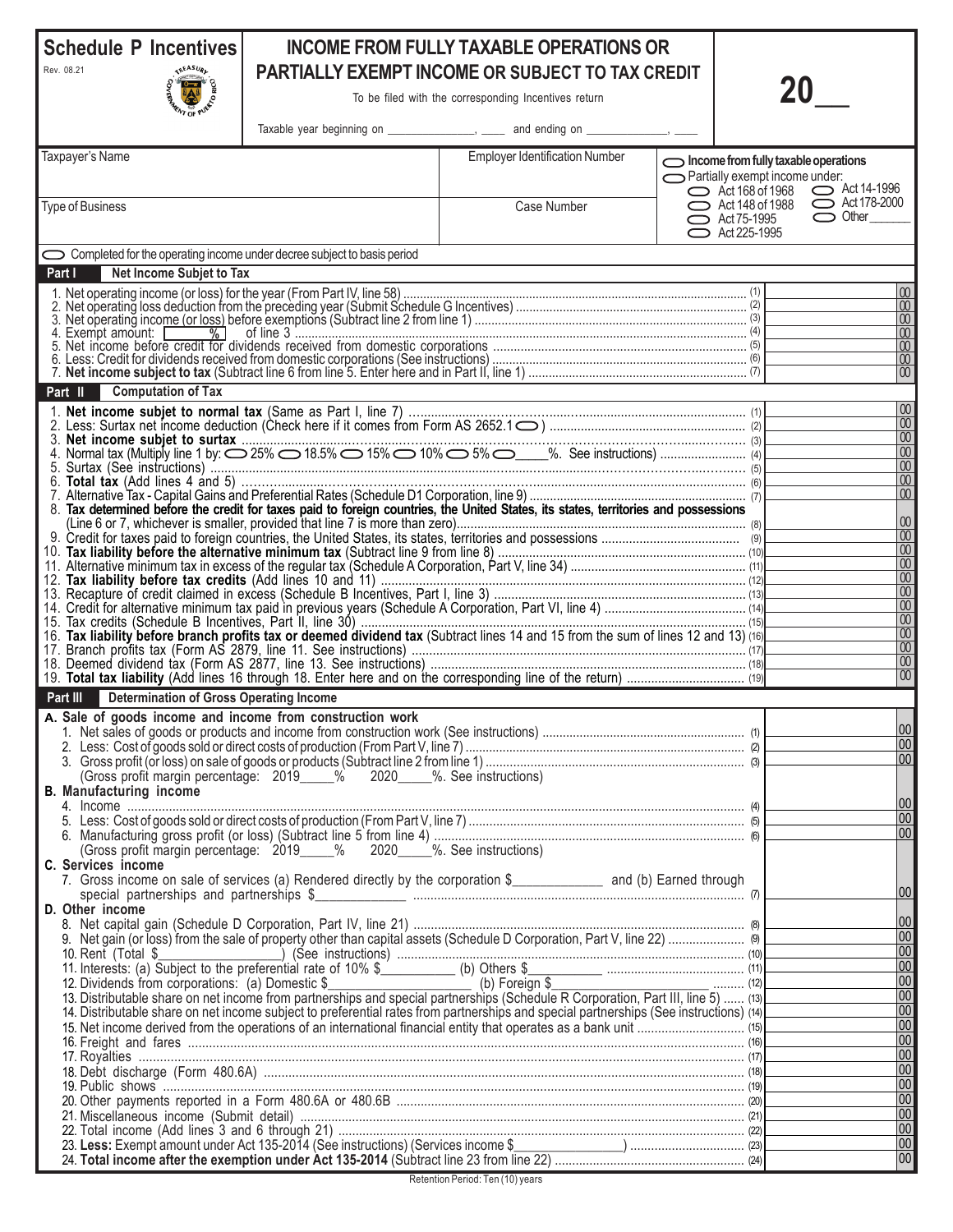# Schedule P Incentives

Rev. 08.21

## INCOME FROM FULLY TAXABLE OPERATIONS OR PARTIALLY EXEMPT INCOME OR SUBJECT TO TAX CREDIT

To be filed with the corresponding Incentives return

Taxable year beginning on _______________, ____ and ending on _____________, ____

**20__**

| Taxpayer's Name | Employer Identification Number | ⬭ Income from fully taxable operations<br>⬭ Partially exempt income under:<br>⬭ Act 168 of 1968 ⬭ Act 14-1996<br>⬭ Act 148 of 1988 ⬭ Act 178-2000<br>⬭ Act 75-1995 ⬭ Other______<br>⬭ Act 225-1995 |
|---|---|---|
| Type of Business | Case Number | |

⬭ Completed for the operating income under decree subject to basis period

### Part I — Net Income Subjet to Tax

| Line | Description | Amount |
|---|---|---|
| 1. | Net operating income (or loss) for the year (From Part IV, line 58) (1) | 00 |
| 2. | Net operating loss deduction from the preceding year (Submit Schedule G Incentives) (2) | 00 |
| 3. | Net operating income (or loss) before exemptions (Subtract line 2 from line 1) (3) | 00 |
| 4. | Exempt amount: [ % ] of line 3 (4) | 00 |
| 5. | Net income before credit for dividends received from domestic corporations (5) | 00 |
| 6. | Less: Credit for dividends received from domestic corporations (See instructions) (6) | 00 |
| 7. | **Net income subject to tax** (Subtract line 6 from line 5. Enter here and in Part II, line 1) (7) | 00 |

### Part II — Computation of Tax

| Line | Description | Amount |
|---|---|---|
| 1. | **Net income subjet to normal tax** (Same as Part I, line 7) (1) | 00 |
| 2. | Less: Surtax net income deduction (Check here if it comes from Form AS 2652.1 ⬭) (2) | 00 |
| 3. | **Net income subjet to surtax** (3) | 00 |
| 4. | Normal tax (Multiply line 1 by: ⬭ 25% ⬭ 18.5% ⬭ 15% ⬭ 10% ⬭ 5% ⬭____%. See instructions) (4) | 00 |
| 5. | Surtax (See instructions) (5) | 00 |
| 6. | **Total tax** (Add lines 4 and 5) (6) | 00 |
| 7. | Alternative Tax - Capital Gains and Preferential Rates (Schedule D1 Corporation, line 9) (7) | 00 |
| 8. | **Tax determined before the credit for taxes paid to foreign countries, the United States, its states, territories and possessions** (Line 6 or 7, whichever is smaller, provided that line 7 is more than zero) (8) | 00 |
| 9. | Credit for taxes paid to foreign countries, the United States, its states, territories and possessions (9) | 00 |
| 10. | **Tax liability before the alternative minimum tax** (Subtract line 9 from line 8) (10) | 00 |
| 11. | Alternative minimum tax in excess of the regular tax (Schedule A Corporation, Part V, line 34) (11) | 00 |
| 12. | **Tax liability before tax credits** (Add lines 10 and 11) (12) | 00 |
| 13. | Recapture of credit claimed in excess (Schedule B Incentives, Part I, line 3) (13) | 00 |
| 14. | Credit for alternative minimum tax paid in previous years (Schedule A Corporation, Part VI, line 4) (14) | 00 |
| 15. | Tax credits (Schedule B Incentives, Part II, line 30) (15) | 00 |
| 16. | **Tax liability before branch profits tax or deemed dividend tax** (Subtract lines 14 and 15 from the sum of lines 12 and 13) (16) | 00 |
| 17. | Branch profits tax (Form AS 2879, line 11. See instructions) (17) | 00 |
| 18. | Deemed dividend tax (Form AS 2877, line 13. See instructions) (18) | 00 |
| 19. | **Total tax liability** (Add lines 16 through 18. Enter here and on the corresponding line of the return) (19) | 00 |

### Part III — Determination of Gross Operating Income

**A. Sale of goods income and income from construction work**

| Line | Description | Amount |
|---|---|---|
| 1. | Net sales of goods or products and income from construction work (See instructions) (1) | 00 |
| 2. | Less: Cost of goods sold or direct costs of production (From Part V, line 7) (2) | 00 |
| 3. | Gross profit (or loss) on sale of goods or products (Subtract line 2 from line 1) (3)<br>(Gross profit margin percentage: 2019_____% 2020_____%. See instructions) | 00 |

**B. Manufacturing income**

| Line | Description | Amount |
|---|---|---|
| 4. | Income (4) | 00 |
| 5. | Less: Cost of goods sold or direct costs of production (From Part V, line 7) (5) | 00 |
| 6. | Manufacturing gross profit (or loss) (Subtract line 5 from line 4) (6)<br>(Gross profit margin percentage: 2019_____% 2020_____%. See instructions) | 00 |

**C. Services income**

| Line | Description | Amount |
|---|---|---|
| 7. | Gross income on sale of services (a) Rendered directly by the corporation $____________ and (b) Earned through special partnerships and partnerships $____________ (7) | 00 |

**D. Other income**

| Line | Description | Amount |
|---|---|---|
| 8. | Net capital gain (Schedule D Corporation, Part IV, line 21) (8) | 00 |
| 9. | Net gain (or loss) from the sale of property other than capital assets (Schedule D Corporation, Part V, line 22) (9) | 00 |
| 10. | Rent (Total $_________________) (See instructions) (10) | 00 |
| 11. | Interests: (a) Subject to the preferential rate of 10% $__________ (b) Others $__________ (11) | 00 |
| 12. | Dividends from corporations: (a) Domestic $______________ (b) Foreign $______________ (12) | 00 |
| 13. | Distributable share on net income from partnerships and special partnerships (Schedule R Corporation, Part III, line 5) (13) | 00 |
| 14. | Distributable share on net income subject to preferential rates from partnerships and special partnerships (See instructions) (14) | 00 |
| 15. | Net income derived from the operations of an international financial entity that operates as a bank unit (15) | 00 |
| 16. | Freight and fares (16) | 00 |
| 17. | Royalties (17) | 00 |
| 18. | Debt discharge (Form 480.6A) (18) | 00 |
| 19. | Public shows (19) | 00 |
| 20. | Other payments reported in a Form 480.6A or 480.6B (20) | 00 |
| 21. | Miscellaneous income (Submit detail) (21) | 00 |
| 22. | Total income (Add lines 3 and 6 through 21) (22) | 00 |
| 23. | **Less:** Exempt amount under Act 135-2014 (See instructions) (Services income $_______________) (23) | 00 |
| 24. | **Total income after the exemption under Act 135-2014** (Subtract line 23 from line 22) (24) | 00 |

Retention Period: Ten (10) years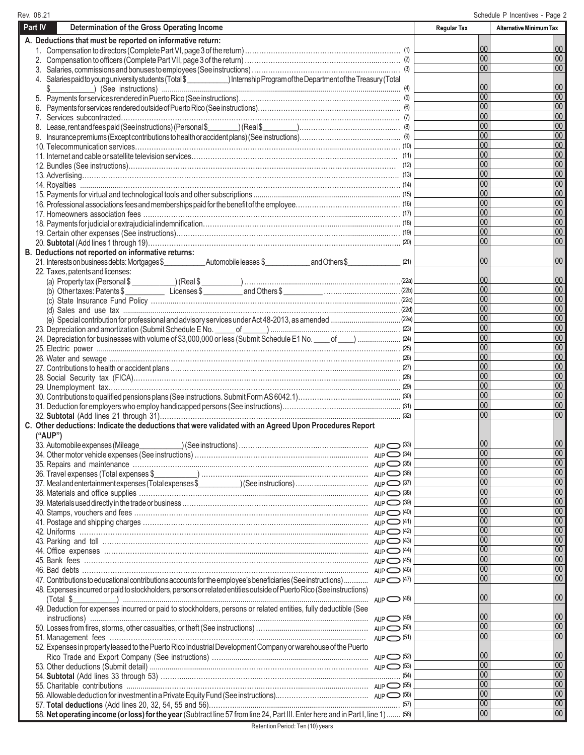## Part IV — Determination of the Gross Operating Income

| | Regular Tax | Alternative Minimum Tax |
|---|---|---|
| **A. Deductions that must be reported on informative return:** | | |
| 1. Compensation to directors (Complete Part VI, page 3 of the return) (1) | 00 | 00 |
| 2. Compensation to officers (Complete Part VII, page 3 of the return) (2) | 00 | 00 |
| 3. Salaries, commissions and bonuses to employees (See instructions) (3) | 00 | 00 |
| 4. Salaries paid to young university students (Total $\_\_\_\_\_\_\_\_) Internship Program of the Department of the Treasury (Total $\_\_\_\_\_\_\_\_) (See instructions) (4) | 00 | 00 |
| 5. Payments for services rendered in Puerto Rico (See instructions) (5) | 00 | 00 |
| 6. Payments for services rendered outside of Puerto Rico (See instructions) (6) | 00 | 00 |
| 7. Services subcontracted (7) | 00 | 00 |
| 8. Lease, rent and fees paid (See instructions) (Personal $\_\_\_\_\_\_\_\_) (Real $\_\_\_\_\_\_\_\_) (8) | 00 | 00 |
| 9. Insurance premiums (Except contributions to health or accident plans) (See instructions) (9) | 00 | 00 |
| 10. Telecommunication services (10) | 00 | 00 |
| 11. Internet and cable or satellite television services (11) | 00 | 00 |
| 12. Bundles (See instructions) (12) | 00 | 00 |
| 13. Advertising (13) | 00 | 00 |
| 14. Royalties (14) | 00 | 00 |
| 15. Payments for virtual and technological tools and other subscriptions (15) | 00 | 00 |
| 16. Professional associations fees and memberships paid for the benefit of the employee (16) | 00 | 00 |
| 17. Homeowners association fees (17) | 00 | 00 |
| 18. Payments for judicial or extrajudicial indemnification (18) | 00 | 00 |
| 19. Certain other expenses (See instructions) (19) | 00 | 00 |
| 20. **Subtotal** (Add lines 1 through 19) (20) | 00 | 00 |
| **B. Deductions not reported on informative returns:** | | |
| 21. Interests on business debts: Mortgages $\_\_\_\_\_\_\_\_ Automobile leases $\_\_\_\_\_\_\_\_ and Others $\_\_\_\_\_\_\_\_ (21) | 00 | 00 |
| 22. Taxes, patents and licenses: | | |
| (a) Property tax (Personal $\_\_\_\_\_\_\_\_) (Real $\_\_\_\_\_\_\_\_) (22a) | 00 | 00 |
| (b) Other taxes: Patents $\_\_\_\_\_\_\_\_ Licenses $\_\_\_\_\_\_\_\_ and Others $\_\_\_\_\_\_\_\_ (22b) | 00 | 00 |
| (c) State Insurance Fund Policy (22c) | 00 | 00 |
| (d) Sales and use tax (22d) | 00 | 00 |
| (e) Special contribution for professional and advisory services under Act 48-2013, as amended (22e) | 00 | 00 |
| 23. Depreciation and amortization (Submit Schedule E No. \_\_\_\_ of \_\_\_\_) (23) | 00 | 00 |
| 24. Depreciation for businesses with volume of $3,000,000 or less (Submit Schedule E1 No. \_\_\_\_ of \_\_\_\_) (24) | 00 | 00 |
| 25. Electric power (25) | 00 | 00 |
| 26. Water and sewage (26) | 00 | 00 |
| 27. Contributions to health or accident plans (27) | 00 | 00 |
| 28. Social Security tax (FICA) (28) | 00 | 00 |
| 29. Unemployment tax (29) | 00 | 00 |
| 30. Contributions to qualified pensions plans (See instructions. Submit Form AS 6042.1) (30) | 00 | 00 |
| 31. Deduction for employers who employ handicapped persons (See instructions) (31) | 00 | 00 |
| 32. **Subtotal** (Add lines 21 through 31) (32) | 00 | 00 |
| **C. Other deductions: Indicate the deductions that were validated with an Agreed Upon Procedures Report ("AUP")** | | |
| 33. Automobile expenses (Mileage\_\_\_\_\_\_\_\_) (See instructions) AUP (33) | 00 | 00 |
| 34. Other motor vehicle expenses (See instructions) AUP (34) | 00 | 00 |
| 35. Repairs and maintenance AUP (35) | 00 | 00 |
| 36. Travel expenses (Total expenses $\_\_\_\_\_\_\_\_) AUP (36) | 00 | 00 |
| 37. Meal and entertainment expenses (Total expenses $\_\_\_\_\_\_\_\_) (See instructions) AUP (37) | 00 | 00 |
| 38. Materials and office supplies AUP (38) | 00 | 00 |
| 39. Materials used directly in the trade or business AUP (39) | 00 | 00 |
| 40. Stamps, vouchers and fees AUP (40) | 00 | 00 |
| 41. Postage and shipping charges AUP (41) | 00 | 00 |
| 42. Uniforms AUP (42) | 00 | 00 |
| 43. Parking and toll AUP (43) | 00 | 00 |
| 44. Office expenses AUP (44) | 00 | 00 |
| 45. Bank fees AUP (45) | 00 | 00 |
| 46. Bad debts AUP (46) | 00 | 00 |
| 47. Contributions to educational contributions accounts for the employee's beneficiaries (See instructions) AUP (47) | 00 | 00 |
| 48. Expenses incurred or paid to stockholders, persons or related entities outside of Puerto Rico (See instructions) (Total $\_\_\_\_\_\_\_\_) AUP (48) | 00 | 00 |
| 49. Deduction for expenses incurred or paid to stockholders, persons or related entities, fully deductible (See instructions) AUP (49) | 00 | 00 |
| 50. Losses from fires, storms, other casualties, or theft (See instructions) AUP (50) | 00 | 00 |
| 51. Management fees AUP (51) | 00 | 00 |
| 52. Expenses in property leased to the Puerto Rico Industrial Development Company or warehouse of the Puerto Rico Trade and Export Company (See instructions) AUP (52) | 00 | 00 |
| 53. Other deductions (Submit detail) AUP (53) | 00 | 00 |
| 54. Subtotal (Add lines 33 through 53) (54) | 00 | 00 |
| 55. Charitable contributions AUP (55) | 00 | 00 |
| 56. Allowable deduction for investment in a Private Equity Fund (See instructions) AUP (56) | 00 | 00 |
| 57. **Total deductions** (Add lines 20, 32, 54, 55 and 56) (57) | 00 | 00 |
| 58. **Net operating income (or loss) for the year** (Subtract line 57 from line 24, Part III. Enter here and in Part I, line 1) (58) | 00 | 00 |

Retention Period: Ten (10) years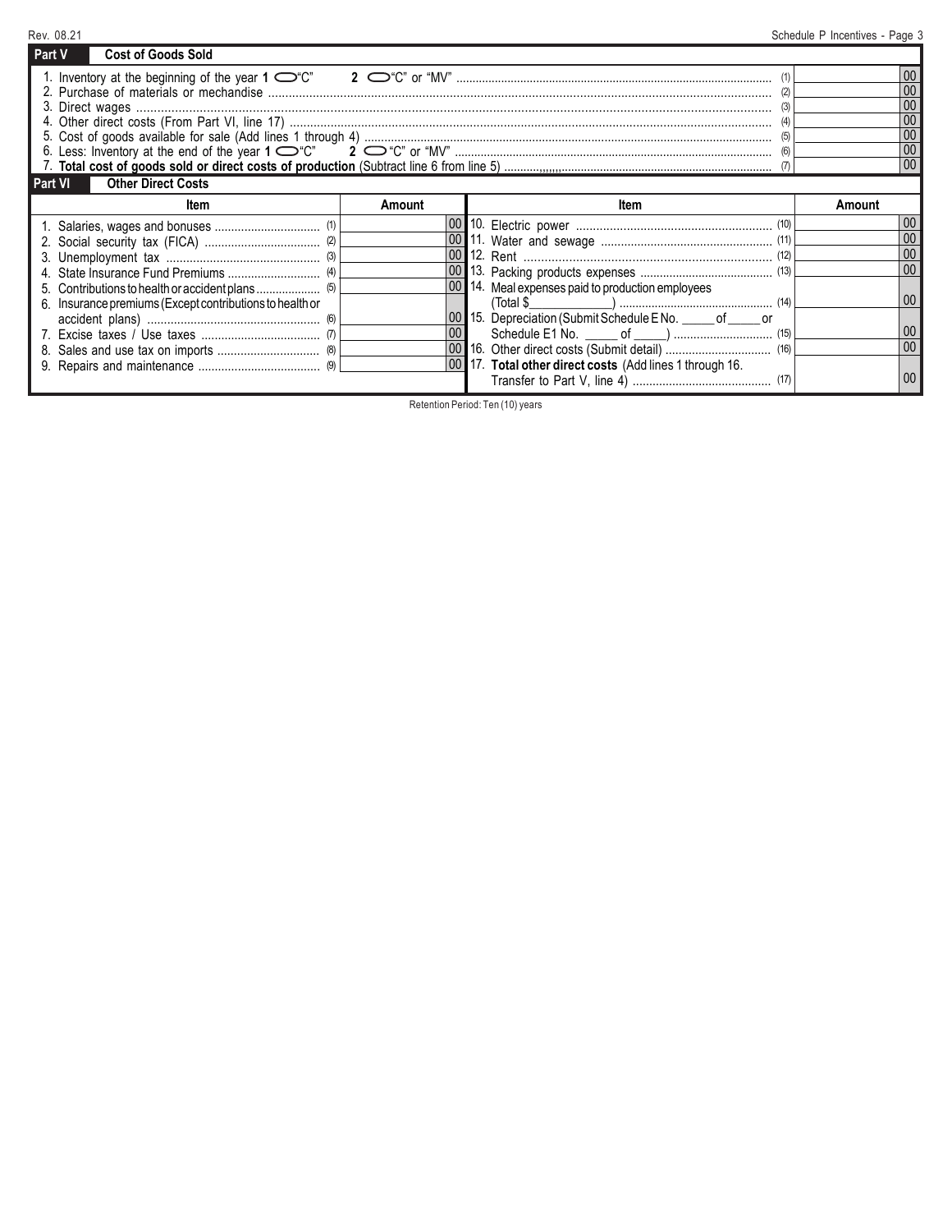## Part V Cost of Goods Sold

| | | | |
|---|---|---|---|
| 1. Inventory at the beginning of the year **1** ⬭"C" **2** ⬭"C" or "MV" | (1) | | 00 |
| 2. Purchase of materials or mechandise | (2) | | 00 |
| 3. Direct wages | (3) | | 00 |
| 4. Other direct costs (From Part VI, line 17) | (4) | | 00 |
| 5. Cost of goods available for sale (Add lines 1 through 4) | (5) | | 00 |
| 6. Less: Inventory at the end of the year **1** ⬭"C" **2** ⬭"C" or "MV" | (6) | | 00 |
| 7. **Total cost of goods sold or direct costs of production** (Subtract line 6 from line 5) | (7) | | 00 |

## Part VI Other Direct Costs

| Item | Amount | | Item | Amount | |
|---|---|---|---|---|---|
| 1. Salaries, wages and bonuses (1) | | 00 | 10. Electric power (10) | | 00 |
| 2. Social security tax (FICA) (2) | | 00 | 11. Water and sewage (11) | | 00 |
| 3. Unemployment tax (3) | | 00 | 12. Rent (12) | | 00 |
| 4. State Insurance Fund Premiums (4) | | 00 | 13. Packing products expenses (13) | | 00 |
| 5. Contributions to health or accident plans (5) | | 00 | 14. Meal expenses paid to production employees (Total $\_\_\_\_\_\_\_\_\_\_\_\_) (14) | | 00 |
| 6. Insurance premiums (Except contributions to health or accident plans) (6) | | 00 | 15. Depreciation (Submit Schedule E No. \_\_\_\_\_ of \_\_\_\_\_ or Schedule E1 No. \_\_\_\_\_ of \_\_\_\_\_) (15) | | 00 |
| 7. Excise taxes / Use taxes (7) | | 00 | 16. Other direct costs (Submit detail) (16) | | 00 |
| 8. Sales and use tax on imports (8) | | 00 | 17. **Total other direct costs** (Add lines 1 through 16. Transfer to Part V, line 4) (17) | | 00 |
| 9. Repairs and maintenance (9) | | 00 | | | |

Retention Period: Ten (10) years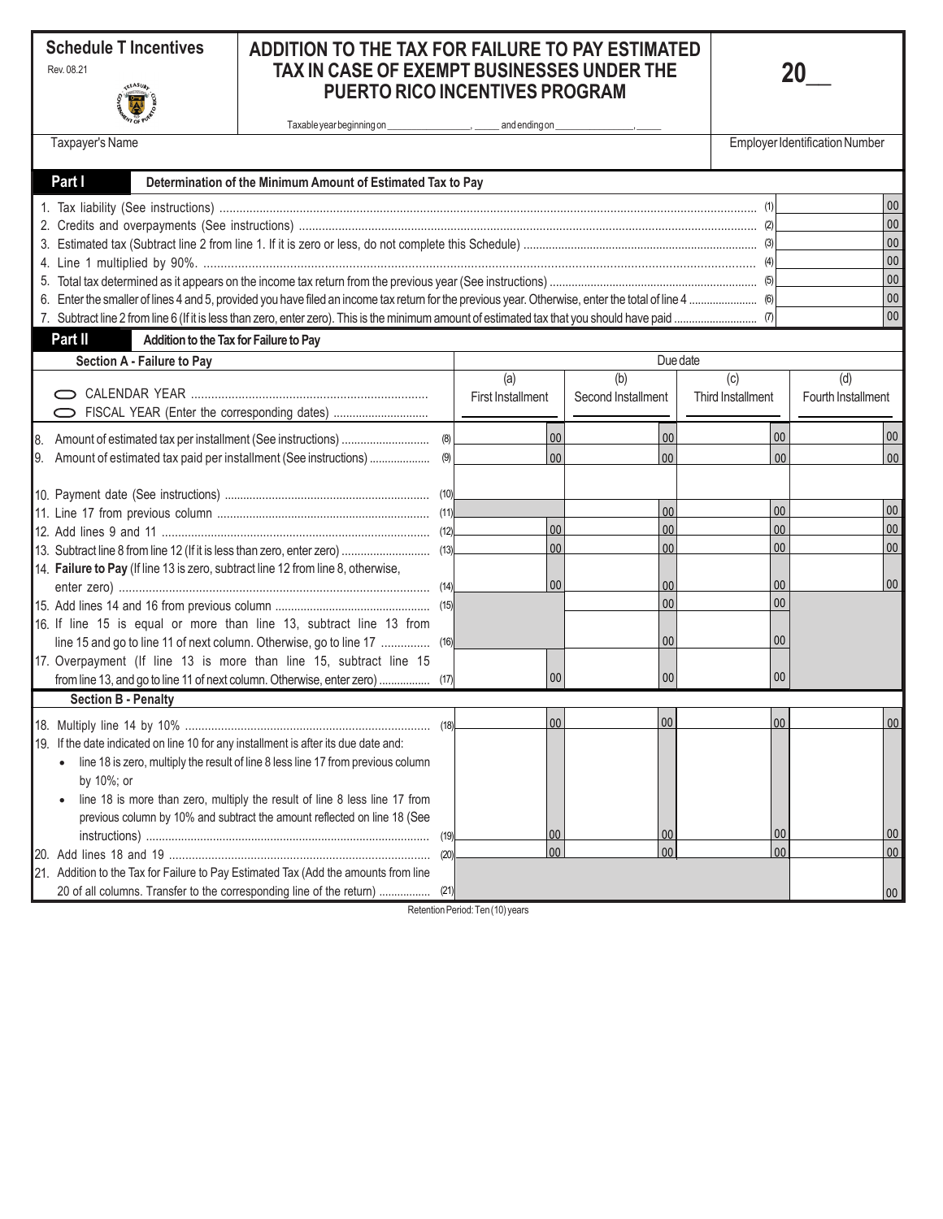**Schedule T Incentives**

Rev. 08.21

# ADDITION TO THE TAX FOR FAILURE TO PAY ESTIMATED TAX IN CASE OF EXEMPT BUSINESSES UNDER THE PUERTO RICO INCENTIVES PROGRAM

**20__**

Taxable year beginning on ________________, _____ and ending on ________________, _____

| Taxpayer's Name | Employer Identification Number |
|---|---|
| | |

## Part I Determination of the Minimum Amount of Estimated Tax to Pay

| | | |
|---|---|---|
| 1. Tax liability (See instructions) | (1) | 00 |
| 2. Credits and overpayments (See instructions) | (2) | 00 |
| 3. Estimated tax (Subtract line 2 from line 1. If it is zero or less, do not complete this Schedule) | (3) | 00 |
| 4. Line 1 multiplied by 90%. | (4) | 00 |
| 5. Total tax determined as it appears on the income tax return from the previous year (See instructions) | (5) | 00 |
| 6. Enter the smaller of lines 4 and 5, provided you have filed an income tax return for the previous year. Otherwise, enter the total of line 4 | (6) | 00 |
| 7. Subtract line 2 from line 6 (If it is less than zero, enter zero). This is the minimum amount of estimated tax that you should have paid | (7) | 00 |

## Part II Addition to the Tax for Failure to Pay

| Section A - Failure to Pay | | Due date | | | |
|---|---|---|---|---|---|
| ⬭ CALENDAR YEAR<br>⬭ FISCAL YEAR (Enter the corresponding dates) | | (a) First Installment | (b) Second Installment | (c) Third Installment | (d) Fourth Installment |
| 8. Amount of estimated tax per installment (See instructions) | (8) | 00 | 00 | 00 | 00 |
| 9. Amount of estimated tax paid per installment (See instructions) | (9) | 00 | 00 | 00 | 00 |
| 10. Payment date (See instructions) | (10) | | | | |
| 11. Line 17 from previous column | (11) | | 00 | 00 | 00 |
| 12. Add lines 9 and 11 | (12) | 00 | 00 | 00 | 00 |
| 13. Subtract line 8 from line 12 (If it is less than zero, enter zero) | (13) | 00 | 00 | 00 | 00 |
| 14. **Failure to Pay** (If line 13 is zero, subtract line 12 from line 8, otherwise, enter zero) | (14) | 00 | 00 | 00 | 00 |
| 15. Add lines 14 and 16 from previous column | (15) | | 00 | 00 | |
| 16. If line 15 is equal or more than line 13, subtract line 13 from line 15 and go to line 11 of next column. Otherwise, go to line 17 | (16) | | 00 | 00 | |
| 17. Overpayment (If line 13 is more than line 15, subtract line 15 from line 13, and go to line 11 of next column. Otherwise, enter zero) | (17) | 00 | 00 | 00 | |
| **Section B - Penalty** | | | | | |
| 18. Multiply line 14 by 10% | (18) | 00 | 00 | 00 | 00 |
| 19. If the date indicated on line 10 for any installment is after its due date and:<br>• line 18 is zero, multiply the result of line 8 less line 17 from previous column by 10%; or<br>• line 18 is more than zero, multiply the result of line 8 less line 17 from previous column by 10% and subtract the amount reflected on line 18 (See instructions) | (19) | 00 | 00 | 00 | 00 |
| 20. Add lines 18 and 19 | (20) | 00 | 00 | 00 | 00 |
| 21. Addition to the Tax for Failure to Pay Estimated Tax (Add the amounts from line 20 of all columns. Transfer to the corresponding line of the return) | (21) | | | | 00 |

Retention Period: Ten (10) years